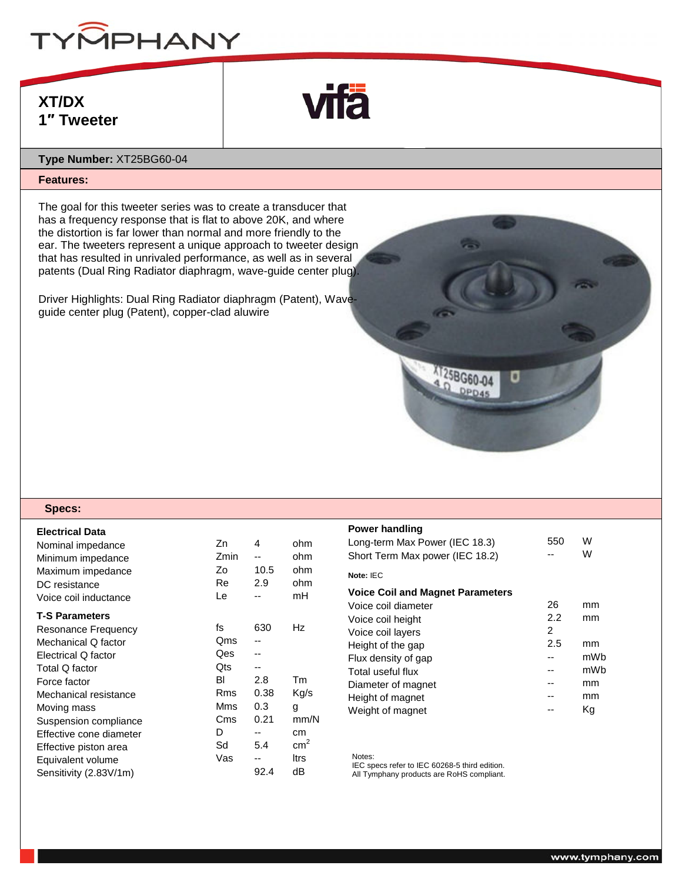# XT/DX
## 1″ Tweeter

**Type Number:** XT25BG60-04

**Features:**

The goal for this tweeter series was to create a transducer that has a frequency response that is flat to above 20K, and where the distortion is far lower than normal and more friendly to the ear. The tweeters represent a unique approach to tweeter design that has resulted in unrivaled performance, as well as in several patents (Dual Ring Radiator diaphragm, wave-guide center plug).

Driver Highlights: Dual Ring Radiator diaphragm (Patent), Wave-guide center plug (Patent), copper-clad aluwire

**Specs:**

**Electrical Data**

| | | | |
|---|---|---|---|
| Nominal impedance | Zn | 4 | ohm |
| Minimum impedance | Zmin | -- | ohm |
| Maximum impedance | Zo | 10.5 | ohm |
| DC resistance | Re | 2.9 | ohm |
| Voice coil inductance | Le | -- | mH |

**T-S Parameters**

| | | | |
|---|---|---|---|
| Resonance Frequency | fs | 630 | Hz |
| Mechanical Q factor | Qms | -- | |
| Electrical Q factor | Qes | -- | |
| Total Q factor | Qts | -- | |
| Force factor | Bl | 2.8 | Tm |
| Mechanical resistance | Rms | 0.38 | Kg/s |
| Moving mass | Mms | 0.3 | g |
| Suspension compliance | Cms | 0.21 | mm/N |
| Effective cone diameter | D | -- | cm |
| Effective piston area | Sd | 5.4 | $cm^2$ |
| Equivalent volume | Vas | -- | ltrs |
| Sensitivity (2.83V/1m) | | 92.4 | dB |

**Power handling**

| | | |
|---|---|---|
| Long-term Max Power (IEC 18.3) | 550 | W |
| Short Term Max power (IEC 18.2) | -- | W |

**Note:** IEC

**Voice Coil and Magnet Parameters**

| | | |
|---|---|---|
| Voice coil diameter | 26 | mm |
| Voice coil height | 2.2 | mm |
| Voice coil layers | 2 | |
| Height of the gap | 2.5 | mm |
| Flux density of gap | -- | mWb |
| Total useful flux | -- | mWb |
| Diameter of magnet | -- | mm |
| Height of magnet | -- | mm |
| Weight of magnet | -- | Kg |

Notes:
IEC specs refer to IEC 60268-5 third edition.
All Tymphany products are RoHS compliant.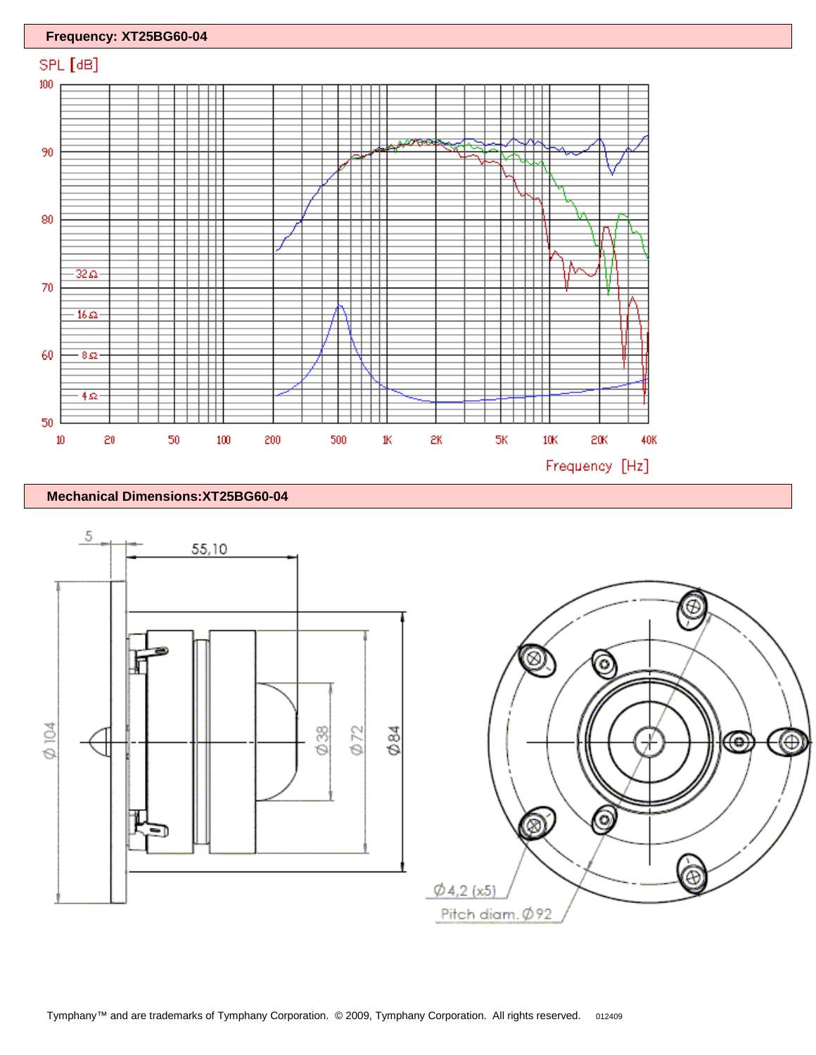## Frequency: XT25BG60-04

SPL [dB]

100
90
80
70
60
50

32Ω
16Ω
8Ω
4Ω

10 20 50 100 200 500 1K 2K 5K 10K 20K 40K

Frequency [Hz]

## Mechanical Dimensions:XT25BG60-04

5
55,10
Ø104
Ø38
Ø72
Ø84
Ø4,2 (x5)
Pitch diam. Ø92

Tymphany™ and are trademarks of Tymphany Corporation. © 2009, Tymphany Corporation. All rights reserved. 012409